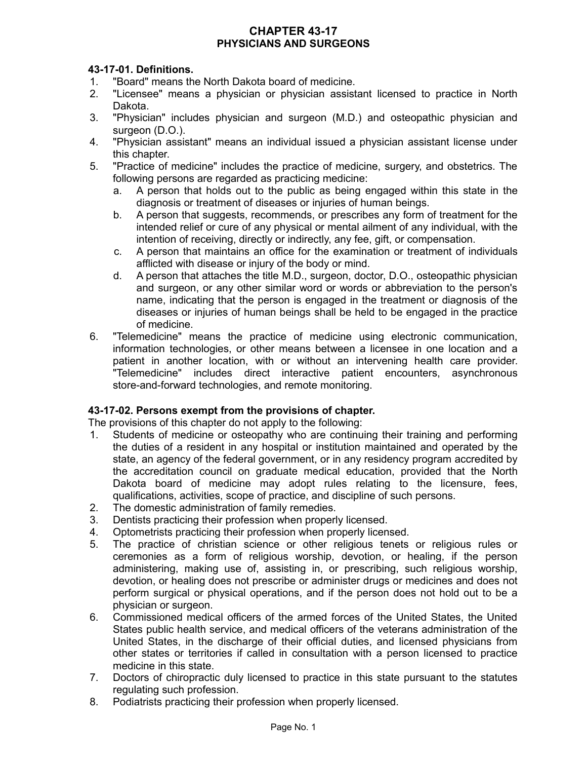# CHAPTER 43-17
# PHYSICIANS AND SURGEONS

### 43-17-01. Definitions.

1. "Board" means the North Dakota board of medicine.
2. "Licensee" means a physician or physician assistant licensed to practice in North Dakota.
3. "Physician" includes physician and surgeon (M.D.) and osteopathic physician and surgeon (D.O.).
4. "Physician assistant" means an individual issued a physician assistant license under this chapter.
5. "Practice of medicine" includes the practice of medicine, surgery, and obstetrics. The following persons are regarded as practicing medicine:
   a. A person that holds out to the public as being engaged within this state in the diagnosis or treatment of diseases or injuries of human beings.
   b. A person that suggests, recommends, or prescribes any form of treatment for the intended relief or cure of any physical or mental ailment of any individual, with the intention of receiving, directly or indirectly, any fee, gift, or compensation.
   c. A person that maintains an office for the examination or treatment of individuals afflicted with disease or injury of the body or mind.
   d. A person that attaches the title M.D., surgeon, doctor, D.O., osteopathic physician and surgeon, or any other similar word or words or abbreviation to the person's name, indicating that the person is engaged in the treatment or diagnosis of the diseases or injuries of human beings shall be held to be engaged in the practice of medicine.
6. "Telemedicine" means the practice of medicine using electronic communication, information technologies, or other means between a licensee in one location and a patient in another location, with or without an intervening health care provider. "Telemedicine" includes direct interactive patient encounters, asynchronous store-and-forward technologies, and remote monitoring.

### 43-17-02. Persons exempt from the provisions of chapter.

The provisions of this chapter do not apply to the following:

1. Students of medicine or osteopathy who are continuing their training and performing the duties of a resident in any hospital or institution maintained and operated by the state, an agency of the federal government, or in any residency program accredited by the accreditation council on graduate medical education, provided that the North Dakota board of medicine may adopt rules relating to the licensure, fees, qualifications, activities, scope of practice, and discipline of such persons.
2. The domestic administration of family remedies.
3. Dentists practicing their profession when properly licensed.
4. Optometrists practicing their profession when properly licensed.
5. The practice of christian science or other religious tenets or religious rules or ceremonies as a form of religious worship, devotion, or healing, if the person administering, making use of, assisting in, or prescribing, such religious worship, devotion, or healing does not prescribe or administer drugs or medicines and does not perform surgical or physical operations, and if the person does not hold out to be a physician or surgeon.
6. Commissioned medical officers of the armed forces of the United States, the United States public health service, and medical officers of the veterans administration of the United States, in the discharge of their official duties, and licensed physicians from other states or territories if called in consultation with a person licensed to practice medicine in this state.
7. Doctors of chiropractic duly licensed to practice in this state pursuant to the statutes regulating such profession.
8. Podiatrists practicing their profession when properly licensed.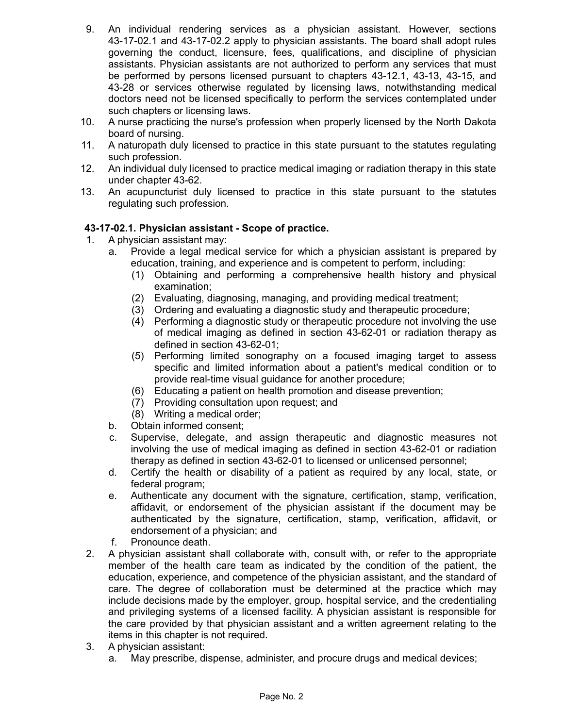9. An individual rendering services as a physician assistant. However, sections 43-17-02.1 and 43-17-02.2 apply to physician assistants. The board shall adopt rules governing the conduct, licensure, fees, qualifications, and discipline of physician assistants. Physician assistants are not authorized to perform any services that must be performed by persons licensed pursuant to chapters 43-12.1, 43-13, 43-15, and 43-28 or services otherwise regulated by licensing laws, notwithstanding medical doctors need not be licensed specifically to perform the services contemplated under such chapters or licensing laws.
10. A nurse practicing the nurse's profession when properly licensed by the North Dakota board of nursing.
11. A naturopath duly licensed to practice in this state pursuant to the statutes regulating such profession.
12. An individual duly licensed to practice medical imaging or radiation therapy in this state under chapter 43-62.
13. An acupuncturist duly licensed to practice in this state pursuant to the statutes regulating such profession.

**43-17-02.1. Physician assistant - Scope of practice.**

1. A physician assistant may:
   a. Provide a legal medical service for which a physician assistant is prepared by education, training, and experience and is competent to perform, including:
      (1) Obtaining and performing a comprehensive health history and physical examination;
      (2) Evaluating, diagnosing, managing, and providing medical treatment;
      (3) Ordering and evaluating a diagnostic study and therapeutic procedure;
      (4) Performing a diagnostic study or therapeutic procedure not involving the use of medical imaging as defined in section 43-62-01 or radiation therapy as defined in section 43-62-01;
      (5) Performing limited sonography on a focused imaging target to assess specific and limited information about a patient's medical condition or to provide real-time visual guidance for another procedure;
      (6) Educating a patient on health promotion and disease prevention;
      (7) Providing consultation upon request; and
      (8) Writing a medical order;
   b. Obtain informed consent;
   c. Supervise, delegate, and assign therapeutic and diagnostic measures not involving the use of medical imaging as defined in section 43-62-01 or radiation therapy as defined in section 43-62-01 to licensed or unlicensed personnel;
   d. Certify the health or disability of a patient as required by any local, state, or federal program;
   e. Authenticate any document with the signature, certification, stamp, verification, affidavit, or endorsement of the physician assistant if the document may be authenticated by the signature, certification, stamp, verification, affidavit, or endorsement of a physician; and
   f. Pronounce death.
2. A physician assistant shall collaborate with, consult with, or refer to the appropriate member of the health care team as indicated by the condition of the patient, the education, experience, and competence of the physician assistant, and the standard of care. The degree of collaboration must be determined at the practice which may include decisions made by the employer, group, hospital service, and the credentialing and privileging systems of a licensed facility. A physician assistant is responsible for the care provided by that physician assistant and a written agreement relating to the items in this chapter is not required.
3. A physician assistant:
   a. May prescribe, dispense, administer, and procure drugs and medical devices;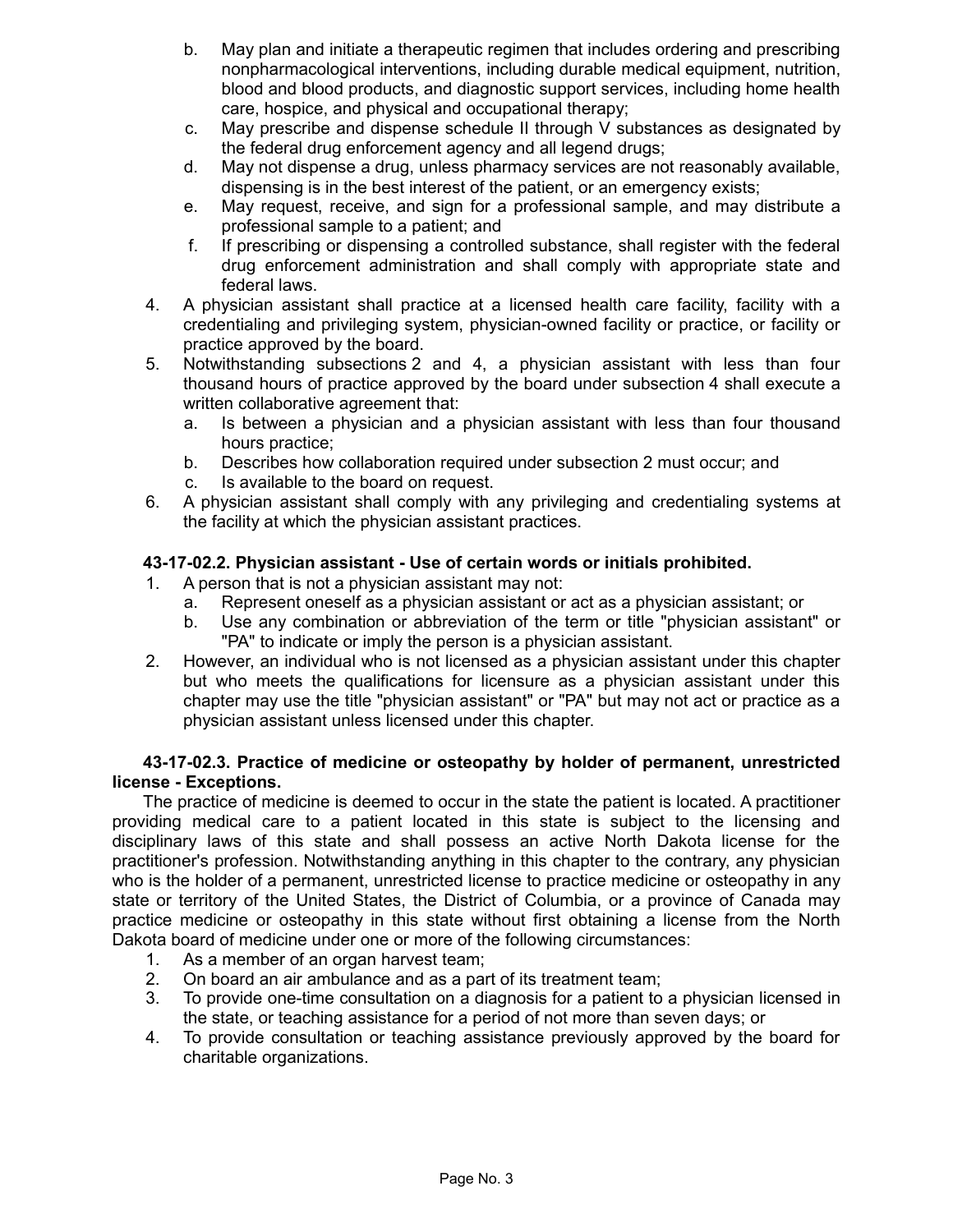b. May plan and initiate a therapeutic regimen that includes ordering and prescribing nonpharmacological interventions, including durable medical equipment, nutrition, blood and blood products, and diagnostic support services, including home health care, hospice, and physical and occupational therapy;

c. May prescribe and dispense schedule II through V substances as designated by the federal drug enforcement agency and all legend drugs;

d. May not dispense a drug, unless pharmacy services are not reasonably available, dispensing is in the best interest of the patient, or an emergency exists;

e. May request, receive, and sign for a professional sample, and may distribute a professional sample to a patient; and

f. If prescribing or dispensing a controlled substance, shall register with the federal drug enforcement administration and shall comply with appropriate state and federal laws.

4. A physician assistant shall practice at a licensed health care facility, facility with a credentialing and privileging system, physician-owned facility or practice, or facility or practice approved by the board.

5. Notwithstanding subsections 2 and 4, a physician assistant with less than four thousand hours of practice approved by the board under subsection 4 shall execute a written collaborative agreement that:
   a. Is between a physician and a physician assistant with less than four thousand hours practice;
   b. Describes how collaboration required under subsection 2 must occur; and
   c. Is available to the board on request.

6. A physician assistant shall comply with any privileging and credentialing systems at the facility at which the physician assistant practices.

**43-17-02.2. Physician assistant - Use of certain words or initials prohibited.**

1. A person that is not a physician assistant may not:
   a. Represent oneself as a physician assistant or act as a physician assistant; or
   b. Use any combination or abbreviation of the term or title "physician assistant" or "PA" to indicate or imply the person is a physician assistant.
2. However, an individual who is not licensed as a physician assistant under this chapter but who meets the qualifications for licensure as a physician assistant under this chapter may use the title "physician assistant" or "PA" but may not act or practice as a physician assistant unless licensed under this chapter.

**43-17-02.3. Practice of medicine or osteopathy by holder of permanent, unrestricted license - Exceptions.**

The practice of medicine is deemed to occur in the state the patient is located. A practitioner providing medical care to a patient located in this state is subject to the licensing and disciplinary laws of this state and shall possess an active North Dakota license for the practitioner's profession. Notwithstanding anything in this chapter to the contrary, any physician who is the holder of a permanent, unrestricted license to practice medicine or osteopathy in any state or territory of the United States, the District of Columbia, or a province of Canada may practice medicine or osteopathy in this state without first obtaining a license from the North Dakota board of medicine under one or more of the following circumstances:

1. As a member of an organ harvest team;
2. On board an air ambulance and as a part of its treatment team;
3. To provide one-time consultation on a diagnosis for a patient to a physician licensed in the state, or teaching assistance for a period of not more than seven days; or
4. To provide consultation or teaching assistance previously approved by the board for charitable organizations.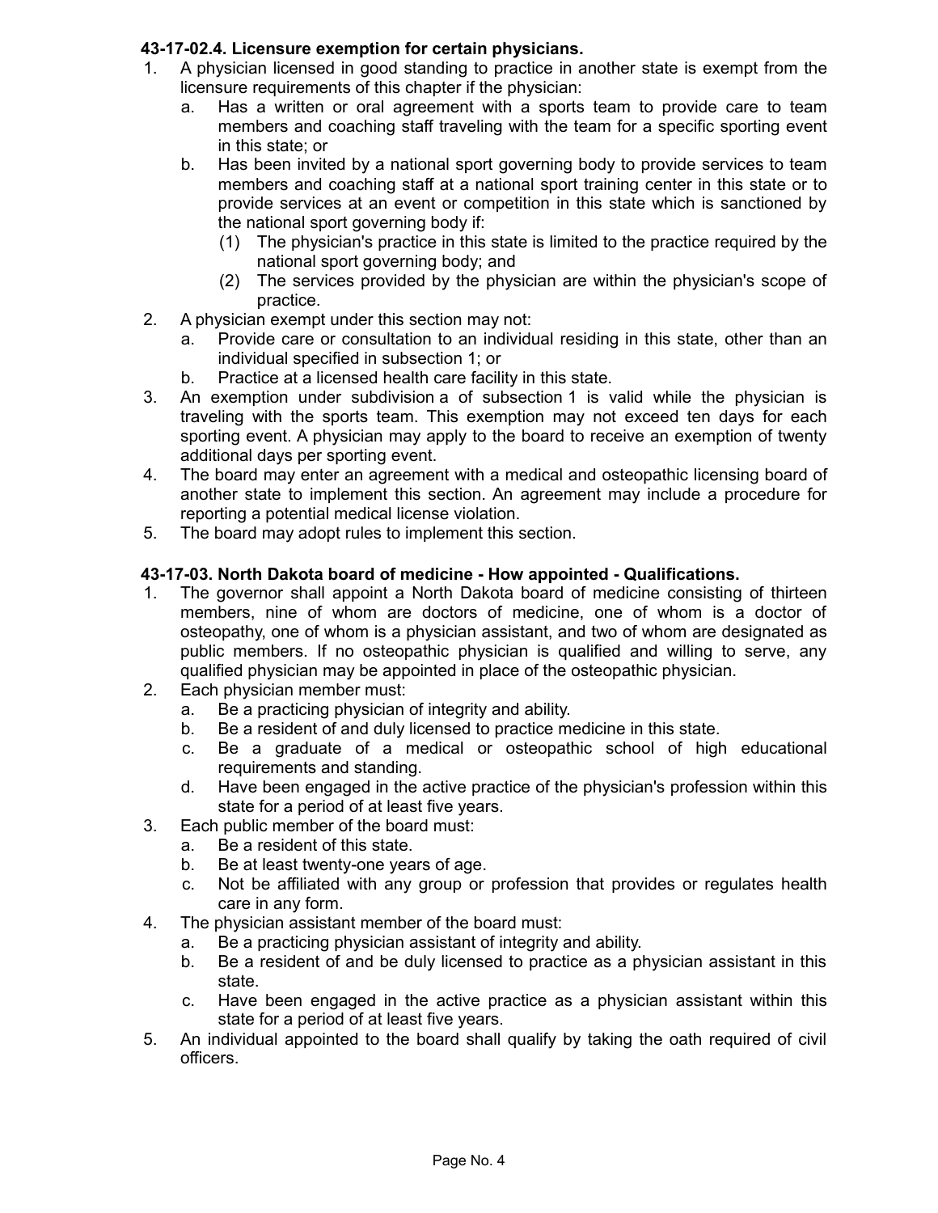**43-17-02.4. Licensure exemption for certain physicians.**

1. A physician licensed in good standing to practice in another state is exempt from the licensure requirements of this chapter if the physician:
   a. Has a written or oral agreement with a sports team to provide care to team members and coaching staff traveling with the team for a specific sporting event in this state; or
   b. Has been invited by a national sport governing body to provide services to team members and coaching staff at a national sport training center in this state or to provide services at an event or competition in this state which is sanctioned by the national sport governing body if:
      (1) The physician's practice in this state is limited to the practice required by the national sport governing body; and
      (2) The services provided by the physician are within the physician's scope of practice.
2. A physician exempt under this section may not:
   a. Provide care or consultation to an individual residing in this state, other than an individual specified in subsection 1; or
   b. Practice at a licensed health care facility in this state.
3. An exemption under subdivision a of subsection 1 is valid while the physician is traveling with the sports team. This exemption may not exceed ten days for each sporting event. A physician may apply to the board to receive an exemption of twenty additional days per sporting event.
4. The board may enter an agreement with a medical and osteopathic licensing board of another state to implement this section. An agreement may include a procedure for reporting a potential medical license violation.
5. The board may adopt rules to implement this section.

**43-17-03. North Dakota board of medicine - How appointed - Qualifications.**

1. The governor shall appoint a North Dakota board of medicine consisting of thirteen members, nine of whom are doctors of medicine, one of whom is a doctor of osteopathy, one of whom is a physician assistant, and two of whom are designated as public members. If no osteopathic physician is qualified and willing to serve, any qualified physician may be appointed in place of the osteopathic physician.
2. Each physician member must:
   a. Be a practicing physician of integrity and ability.
   b. Be a resident of and duly licensed to practice medicine in this state.
   c. Be a graduate of a medical or osteopathic school of high educational requirements and standing.
   d. Have been engaged in the active practice of the physician's profession within this state for a period of at least five years.
3. Each public member of the board must:
   a. Be a resident of this state.
   b. Be at least twenty-one years of age.
   c. Not be affiliated with any group or profession that provides or regulates health care in any form.
4. The physician assistant member of the board must:
   a. Be a practicing physician assistant of integrity and ability.
   b. Be a resident of and be duly licensed to practice as a physician assistant in this state.
   c. Have been engaged in the active practice as a physician assistant within this state for a period of at least five years.
5. An individual appointed to the board shall qualify by taking the oath required of civil officers.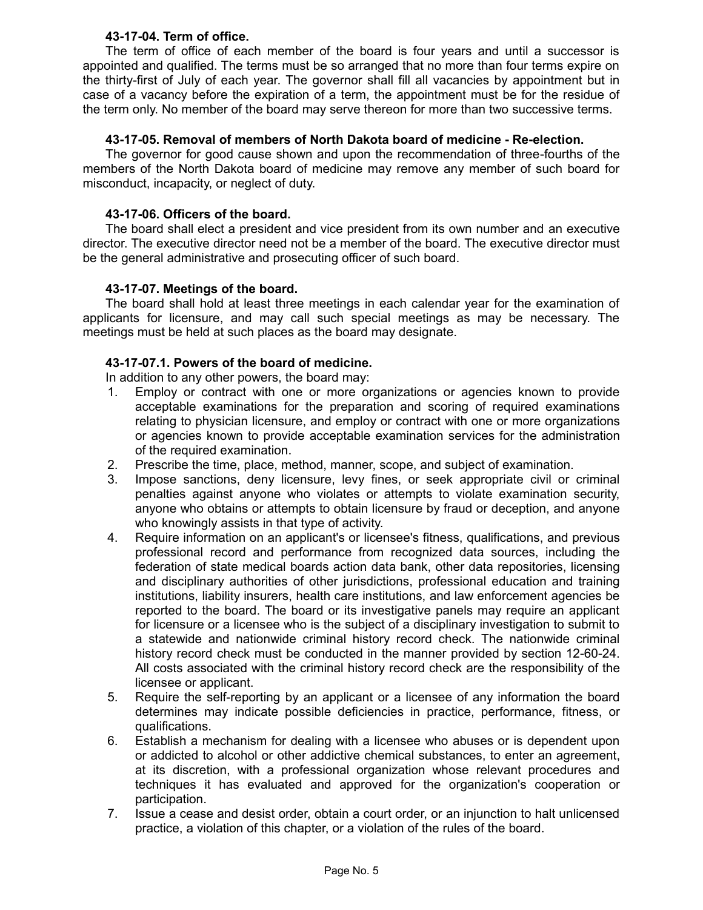**43-17-04. Term of office.**

The term of office of each member of the board is four years and until a successor is appointed and qualified. The terms must be so arranged that no more than four terms expire on the thirty-first of July of each year. The governor shall fill all vacancies by appointment but in case of a vacancy before the expiration of a term, the appointment must be for the residue of the term only. No member of the board may serve thereon for more than two successive terms.

**43-17-05. Removal of members of North Dakota board of medicine - Re-election.**

The governor for good cause shown and upon the recommendation of three-fourths of the members of the North Dakota board of medicine may remove any member of such board for misconduct, incapacity, or neglect of duty.

**43-17-06. Officers of the board.**

The board shall elect a president and vice president from its own number and an executive director. The executive director need not be a member of the board. The executive director must be the general administrative and prosecuting officer of such board.

**43-17-07. Meetings of the board.**

The board shall hold at least three meetings in each calendar year for the examination of applicants for licensure, and may call such special meetings as may be necessary. The meetings must be held at such places as the board may designate.

**43-17-07.1. Powers of the board of medicine.**

In addition to any other powers, the board may:

1. Employ or contract with one or more organizations or agencies known to provide acceptable examinations for the preparation and scoring of required examinations relating to physician licensure, and employ or contract with one or more organizations or agencies known to provide acceptable examination services for the administration of the required examination.
2. Prescribe the time, place, method, manner, scope, and subject of examination.
3. Impose sanctions, deny licensure, levy fines, or seek appropriate civil or criminal penalties against anyone who violates or attempts to violate examination security, anyone who obtains or attempts to obtain licensure by fraud or deception, and anyone who knowingly assists in that type of activity.
4. Require information on an applicant's or licensee's fitness, qualifications, and previous professional record and performance from recognized data sources, including the federation of state medical boards action data bank, other data repositories, licensing and disciplinary authorities of other jurisdictions, professional education and training institutions, liability insurers, health care institutions, and law enforcement agencies be reported to the board. The board or its investigative panels may require an applicant for licensure or a licensee who is the subject of a disciplinary investigation to submit to a statewide and nationwide criminal history record check. The nationwide criminal history record check must be conducted in the manner provided by section 12-60-24. All costs associated with the criminal history record check are the responsibility of the licensee or applicant.
5. Require the self-reporting by an applicant or a licensee of any information the board determines may indicate possible deficiencies in practice, performance, fitness, or qualifications.
6. Establish a mechanism for dealing with a licensee who abuses or is dependent upon or addicted to alcohol or other addictive chemical substances, to enter an agreement, at its discretion, with a professional organization whose relevant procedures and techniques it has evaluated and approved for the organization's cooperation or participation.
7. Issue a cease and desist order, obtain a court order, or an injunction to halt unlicensed practice, a violation of this chapter, or a violation of the rules of the board.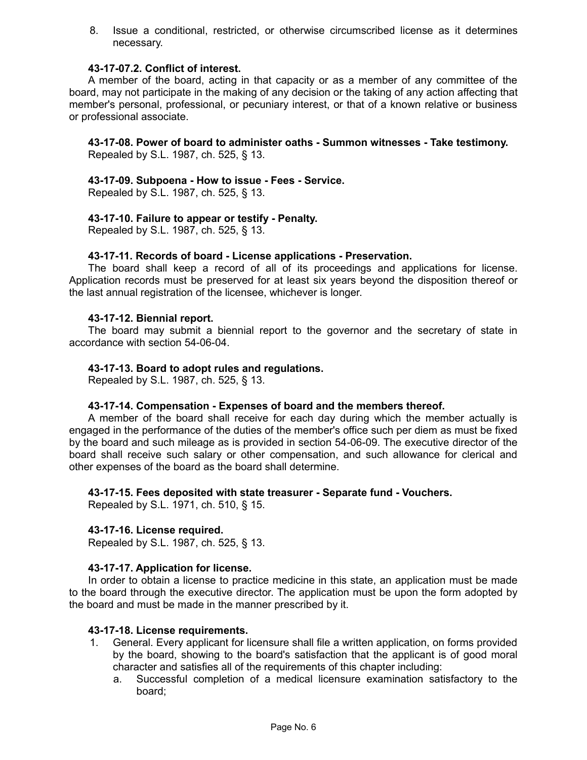8. Issue a conditional, restricted, or otherwise circumscribed license as it determines necessary.

**43-17-07.2. Conflict of interest.**

A member of the board, acting in that capacity or as a member of any committee of the board, may not participate in the making of any decision or the taking of any action affecting that member's personal, professional, or pecuniary interest, or that of a known relative or business or professional associate.

**43-17-08. Power of board to administer oaths - Summon witnesses - Take testimony.**

Repealed by S.L. 1987, ch. 525, § 13.

**43-17-09. Subpoena - How to issue - Fees - Service.**

Repealed by S.L. 1987, ch. 525, § 13.

**43-17-10. Failure to appear or testify - Penalty.**

Repealed by S.L. 1987, ch. 525, § 13.

**43-17-11. Records of board - License applications - Preservation.**

The board shall keep a record of all of its proceedings and applications for license. Application records must be preserved for at least six years beyond the disposition thereof or the last annual registration of the licensee, whichever is longer.

**43-17-12. Biennial report.**

The board may submit a biennial report to the governor and the secretary of state in accordance with section 54-06-04.

**43-17-13. Board to adopt rules and regulations.**

Repealed by S.L. 1987, ch. 525, § 13.

**43-17-14. Compensation - Expenses of board and the members thereof.**

A member of the board shall receive for each day during which the member actually is engaged in the performance of the duties of the member's office such per diem as must be fixed by the board and such mileage as is provided in section 54-06-09. The executive director of the board shall receive such salary or other compensation, and such allowance for clerical and other expenses of the board as the board shall determine.

**43-17-15. Fees deposited with state treasurer - Separate fund - Vouchers.**

Repealed by S.L. 1971, ch. 510, § 15.

**43-17-16. License required.**

Repealed by S.L. 1987, ch. 525, § 13.

**43-17-17. Application for license.**

In order to obtain a license to practice medicine in this state, an application must be made to the board through the executive director. The application must be upon the form adopted by the board and must be made in the manner prescribed by it.

**43-17-18. License requirements.**

1. General. Every applicant for licensure shall file a written application, on forms provided by the board, showing to the board's satisfaction that the applicant is of good moral character and satisfies all of the requirements of this chapter including:
   a. Successful completion of a medical licensure examination satisfactory to the board;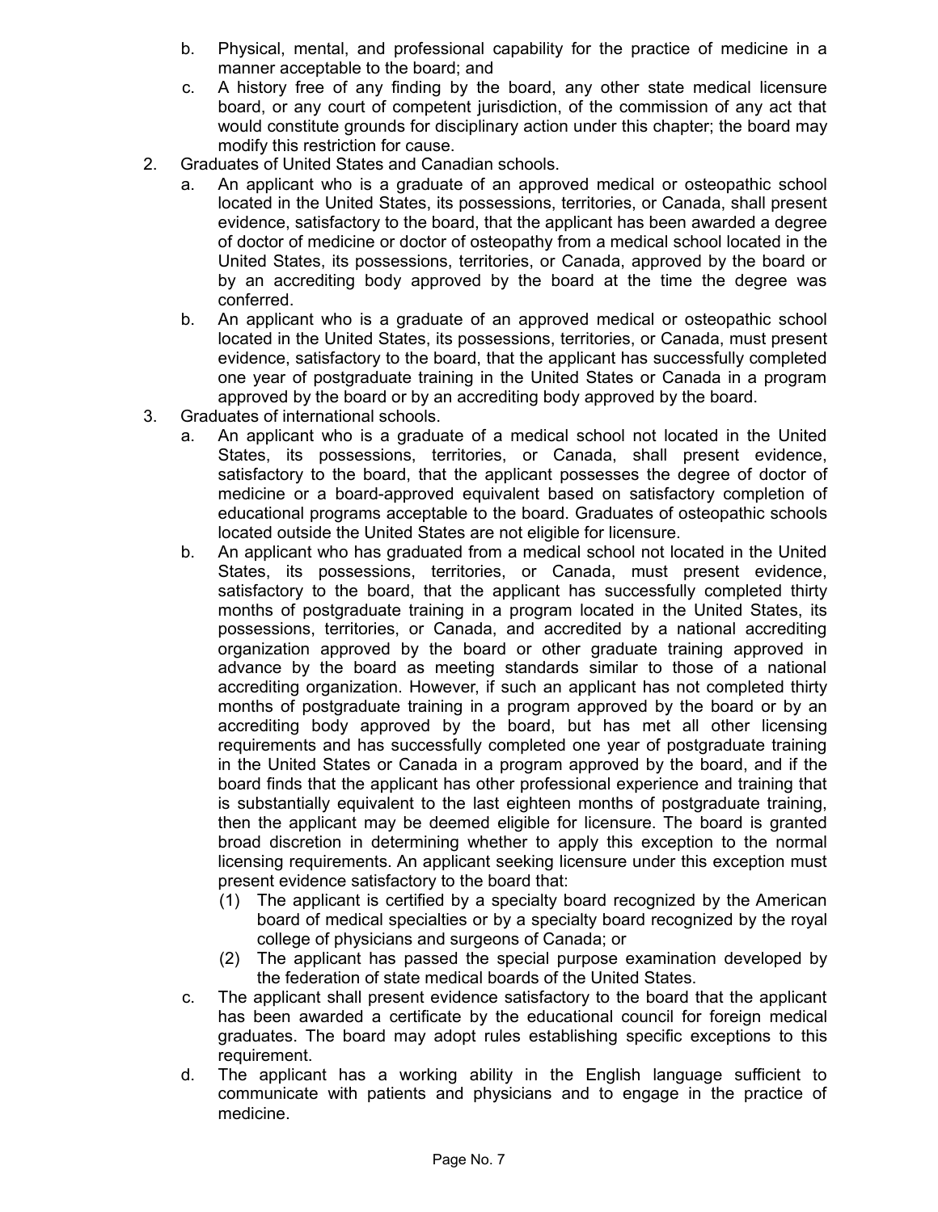b. Physical, mental, and professional capability for the practice of medicine in a manner acceptable to the board; and
   c. A history free of any finding by the board, any other state medical licensure board, or any court of competent jurisdiction, of the commission of any act that would constitute grounds for disciplinary action under this chapter; the board may modify this restriction for cause.
2. Graduates of United States and Canadian schools.
   a. An applicant who is a graduate of an approved medical or osteopathic school located in the United States, its possessions, territories, or Canada, shall present evidence, satisfactory to the board, that the applicant has been awarded a degree of doctor of medicine or doctor of osteopathy from a medical school located in the United States, its possessions, territories, or Canada, approved by the board or by an accrediting body approved by the board at the time the degree was conferred.
   b. An applicant who is a graduate of an approved medical or osteopathic school located in the United States, its possessions, territories, or Canada, must present evidence, satisfactory to the board, that the applicant has successfully completed one year of postgraduate training in the United States or Canada in a program approved by the board or by an accrediting body approved by the board.
3. Graduates of international schools.
   a. An applicant who is a graduate of a medical school not located in the United States, its possessions, territories, or Canada, shall present evidence, satisfactory to the board, that the applicant possesses the degree of doctor of medicine or a board-approved equivalent based on satisfactory completion of educational programs acceptable to the board. Graduates of osteopathic schools located outside the United States are not eligible for licensure.
   b. An applicant who has graduated from a medical school not located in the United States, its possessions, territories, or Canada, must present evidence, satisfactory to the board, that the applicant has successfully completed thirty months of postgraduate training in a program located in the United States, its possessions, territories, or Canada, and accredited by a national accrediting organization approved by the board or other graduate training approved in advance by the board as meeting standards similar to those of a national accrediting organization. However, if such an applicant has not completed thirty months of postgraduate training in a program approved by the board or by an accrediting body approved by the board, but has met all other licensing requirements and has successfully completed one year of postgraduate training in the United States or Canada in a program approved by the board, and if the board finds that the applicant has other professional experience and training that is substantially equivalent to the last eighteen months of postgraduate training, then the applicant may be deemed eligible for licensure. The board is granted broad discretion in determining whether to apply this exception to the normal licensing requirements. An applicant seeking licensure under this exception must present evidence satisfactory to the board that:
      (1) The applicant is certified by a specialty board recognized by the American board of medical specialties or by a specialty board recognized by the royal college of physicians and surgeons of Canada; or
      (2) The applicant has passed the special purpose examination developed by the federation of state medical boards of the United States.
   c. The applicant shall present evidence satisfactory to the board that the applicant has been awarded a certificate by the educational council for foreign medical graduates. The board may adopt rules establishing specific exceptions to this requirement.
   d. The applicant has a working ability in the English language sufficient to communicate with patients and physicians and to engage in the practice of medicine.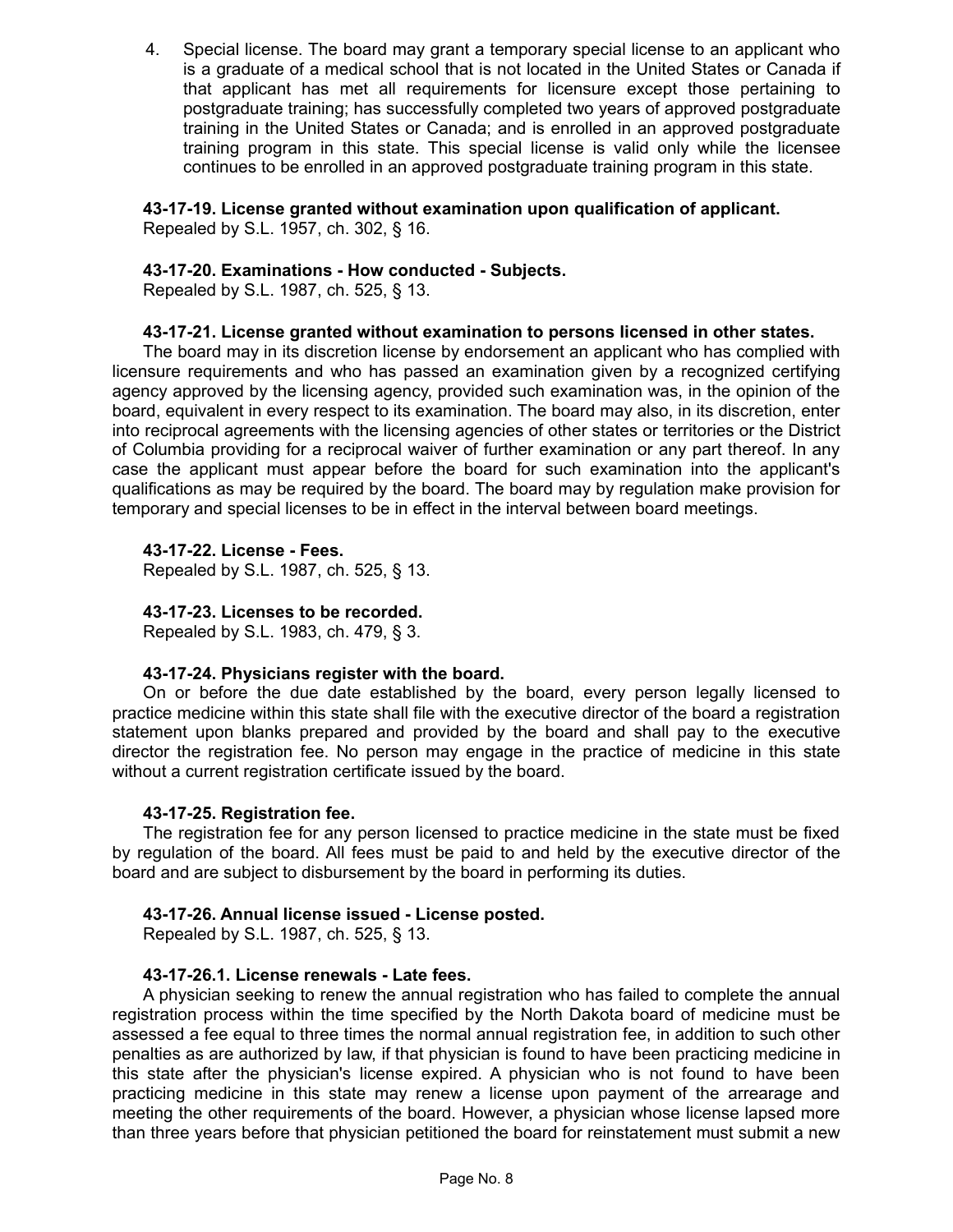4. Special license. The board may grant a temporary special license to an applicant who is a graduate of a medical school that is not located in the United States or Canada if that applicant has met all requirements for licensure except those pertaining to postgraduate training; has successfully completed two years of approved postgraduate training in the United States or Canada; and is enrolled in an approved postgraduate training program in this state. This special license is valid only while the licensee continues to be enrolled in an approved postgraduate training program in this state.

**43-17-19. License granted without examination upon qualification of applicant.**
Repealed by S.L. 1957, ch. 302, § 16.

**43-17-20. Examinations - How conducted - Subjects.**
Repealed by S.L. 1987, ch. 525, § 13.

**43-17-21. License granted without examination to persons licensed in other states.**

The board may in its discretion license by endorsement an applicant who has complied with licensure requirements and who has passed an examination given by a recognized certifying agency approved by the licensing agency, provided such examination was, in the opinion of the board, equivalent in every respect to its examination. The board may also, in its discretion, enter into reciprocal agreements with the licensing agencies of other states or territories or the District of Columbia providing for a reciprocal waiver of further examination or any part thereof. In any case the applicant must appear before the board for such examination into the applicant's qualifications as may be required by the board. The board may by regulation make provision for temporary and special licenses to be in effect in the interval between board meetings.

**43-17-22. License - Fees.**
Repealed by S.L. 1987, ch. 525, § 13.

**43-17-23. Licenses to be recorded.**
Repealed by S.L. 1983, ch. 479, § 3.

**43-17-24. Physicians register with the board.**

On or before the due date established by the board, every person legally licensed to practice medicine within this state shall file with the executive director of the board a registration statement upon blanks prepared and provided by the board and shall pay to the executive director the registration fee. No person may engage in the practice of medicine in this state without a current registration certificate issued by the board.

**43-17-25. Registration fee.**

The registration fee for any person licensed to practice medicine in the state must be fixed by regulation of the board. All fees must be paid to and held by the executive director of the board and are subject to disbursement by the board in performing its duties.

**43-17-26. Annual license issued - License posted.**
Repealed by S.L. 1987, ch. 525, § 13.

**43-17-26.1. License renewals - Late fees.**

A physician seeking to renew the annual registration who has failed to complete the annual registration process within the time specified by the North Dakota board of medicine must be assessed a fee equal to three times the normal annual registration fee, in addition to such other penalties as are authorized by law, if that physician is found to have been practicing medicine in this state after the physician's license expired. A physician who is not found to have been practicing medicine in this state may renew a license upon payment of the arrearage and meeting the other requirements of the board. However, a physician whose license lapsed more than three years before that physician petitioned the board for reinstatement must submit a new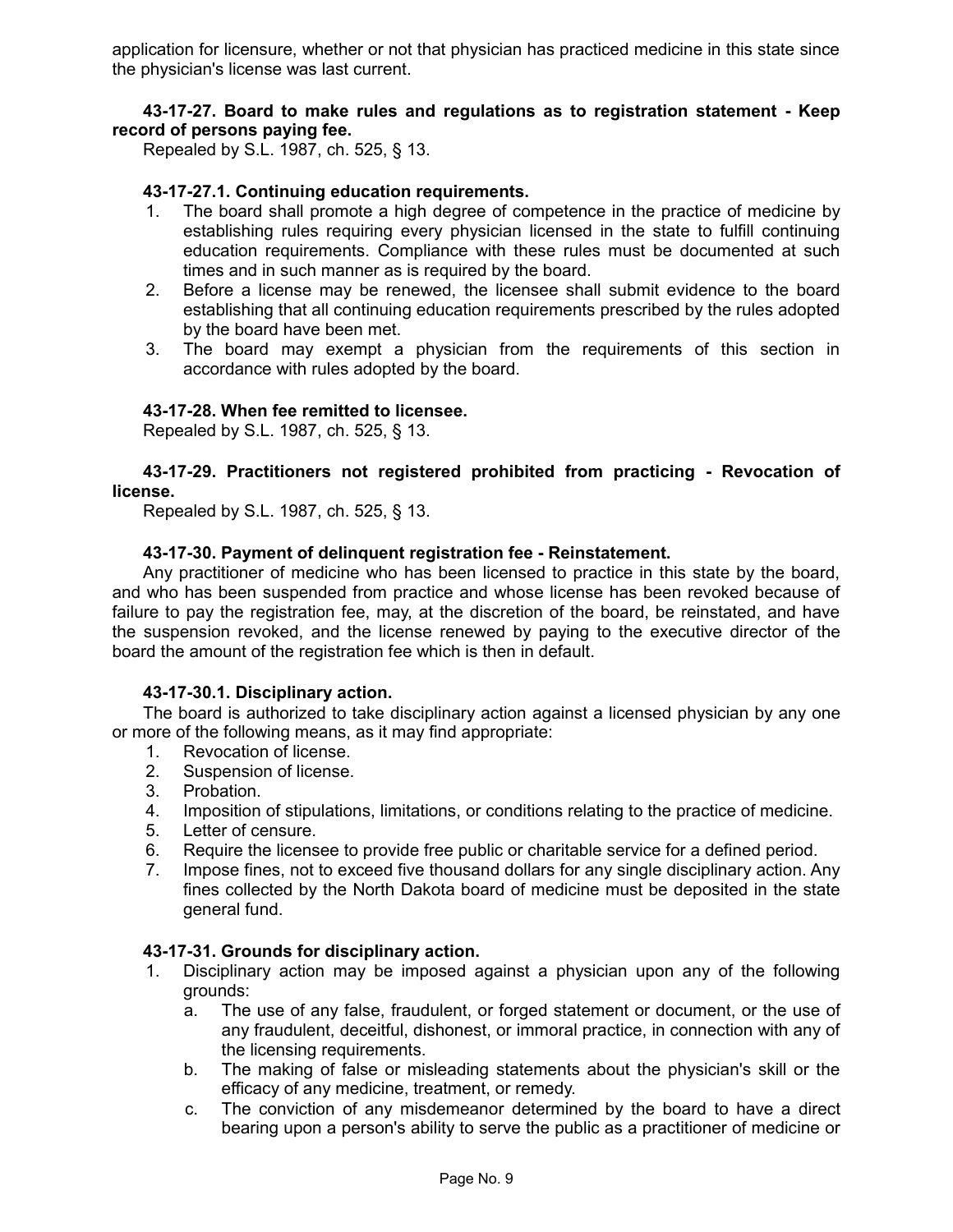application for licensure, whether or not that physician has practiced medicine in this state since the physician's license was last current.

**43-17-27. Board to make rules and regulations as to registration statement - Keep record of persons paying fee.**

Repealed by S.L. 1987, ch. 525, § 13.

**43-17-27.1. Continuing education requirements.**

1. The board shall promote a high degree of competence in the practice of medicine by establishing rules requiring every physician licensed in the state to fulfill continuing education requirements. Compliance with these rules must be documented at such times and in such manner as is required by the board.
2. Before a license may be renewed, the licensee shall submit evidence to the board establishing that all continuing education requirements prescribed by the rules adopted by the board have been met.
3. The board may exempt a physician from the requirements of this section in accordance with rules adopted by the board.

**43-17-28. When fee remitted to licensee.**

Repealed by S.L. 1987, ch. 525, § 13.

**43-17-29. Practitioners not registered prohibited from practicing - Revocation of license.**

Repealed by S.L. 1987, ch. 525, § 13.

**43-17-30. Payment of delinquent registration fee - Reinstatement.**

Any practitioner of medicine who has been licensed to practice in this state by the board, and who has been suspended from practice and whose license has been revoked because of failure to pay the registration fee, may, at the discretion of the board, be reinstated, and have the suspension revoked, and the license renewed by paying to the executive director of the board the amount of the registration fee which is then in default.

**43-17-30.1. Disciplinary action.**

The board is authorized to take disciplinary action against a licensed physician by any one or more of the following means, as it may find appropriate:

1. Revocation of license.
2. Suspension of license.
3. Probation.
4. Imposition of stipulations, limitations, or conditions relating to the practice of medicine.
5. Letter of censure.
6. Require the licensee to provide free public or charitable service for a defined period.
7. Impose fines, not to exceed five thousand dollars for any single disciplinary action. Any fines collected by the North Dakota board of medicine must be deposited in the state general fund.

**43-17-31. Grounds for disciplinary action.**

1. Disciplinary action may be imposed against a physician upon any of the following grounds:
   a. The use of any false, fraudulent, or forged statement or document, or the use of any fraudulent, deceitful, dishonest, or immoral practice, in connection with any of the licensing requirements.
   b. The making of false or misleading statements about the physician's skill or the efficacy of any medicine, treatment, or remedy.
   c. The conviction of any misdemeanor determined by the board to have a direct bearing upon a person's ability to serve the public as a practitioner of medicine or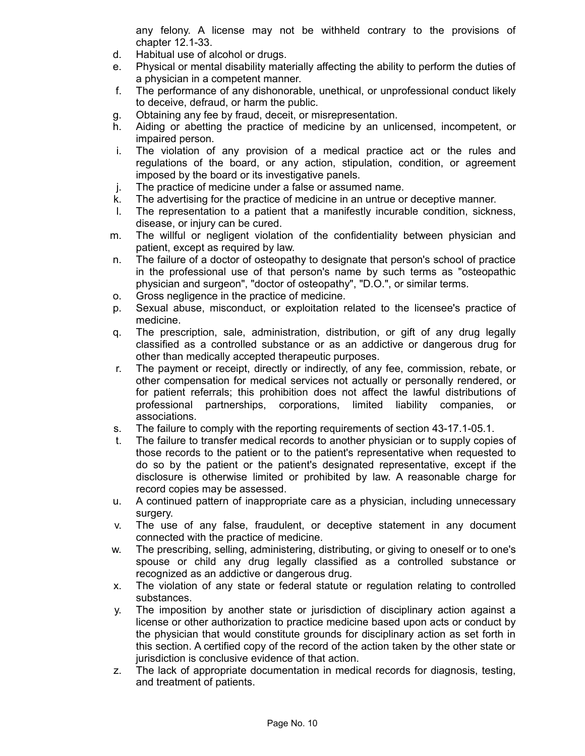any felony. A license may not be withheld contrary to the provisions of chapter 12.1-33.

d. Habitual use of alcohol or drugs.

e. Physical or mental disability materially affecting the ability to perform the duties of a physician in a competent manner.

f. The performance of any dishonorable, unethical, or unprofessional conduct likely to deceive, defraud, or harm the public.

g. Obtaining any fee by fraud, deceit, or misrepresentation.

h. Aiding or abetting the practice of medicine by an unlicensed, incompetent, or impaired person.

i. The violation of any provision of a medical practice act or the rules and regulations of the board, or any action, stipulation, condition, or agreement imposed by the board or its investigative panels.

j. The practice of medicine under a false or assumed name.

k. The advertising for the practice of medicine in an untrue or deceptive manner.

l. The representation to a patient that a manifestly incurable condition, sickness, disease, or injury can be cured.

m. The willful or negligent violation of the confidentiality between physician and patient, except as required by law.

n. The failure of a doctor of osteopathy to designate that person's school of practice in the professional use of that person's name by such terms as "osteopathic physician and surgeon", "doctor of osteopathy", "D.O.", or similar terms.

o. Gross negligence in the practice of medicine.

p. Sexual abuse, misconduct, or exploitation related to the licensee's practice of medicine.

q. The prescription, sale, administration, distribution, or gift of any drug legally classified as a controlled substance or as an addictive or dangerous drug for other than medically accepted therapeutic purposes.

r. The payment or receipt, directly or indirectly, of any fee, commission, rebate, or other compensation for medical services not actually or personally rendered, or for patient referrals; this prohibition does not affect the lawful distributions of professional partnerships, corporations, limited liability companies, or associations.

s. The failure to comply with the reporting requirements of section 43-17.1-05.1.

t. The failure to transfer medical records to another physician or to supply copies of those records to the patient or to the patient's representative when requested to do so by the patient or the patient's designated representative, except if the disclosure is otherwise limited or prohibited by law. A reasonable charge for record copies may be assessed.

u. A continued pattern of inappropriate care as a physician, including unnecessary surgery.

v. The use of any false, fraudulent, or deceptive statement in any document connected with the practice of medicine.

w. The prescribing, selling, administering, distributing, or giving to oneself or to one's spouse or child any drug legally classified as a controlled substance or recognized as an addictive or dangerous drug.

x. The violation of any state or federal statute or regulation relating to controlled substances.

y. The imposition by another state or jurisdiction of disciplinary action against a license or other authorization to practice medicine based upon acts or conduct by the physician that would constitute grounds for disciplinary action as set forth in this section. A certified copy of the record of the action taken by the other state or jurisdiction is conclusive evidence of that action.

z. The lack of appropriate documentation in medical records for diagnosis, testing, and treatment of patients.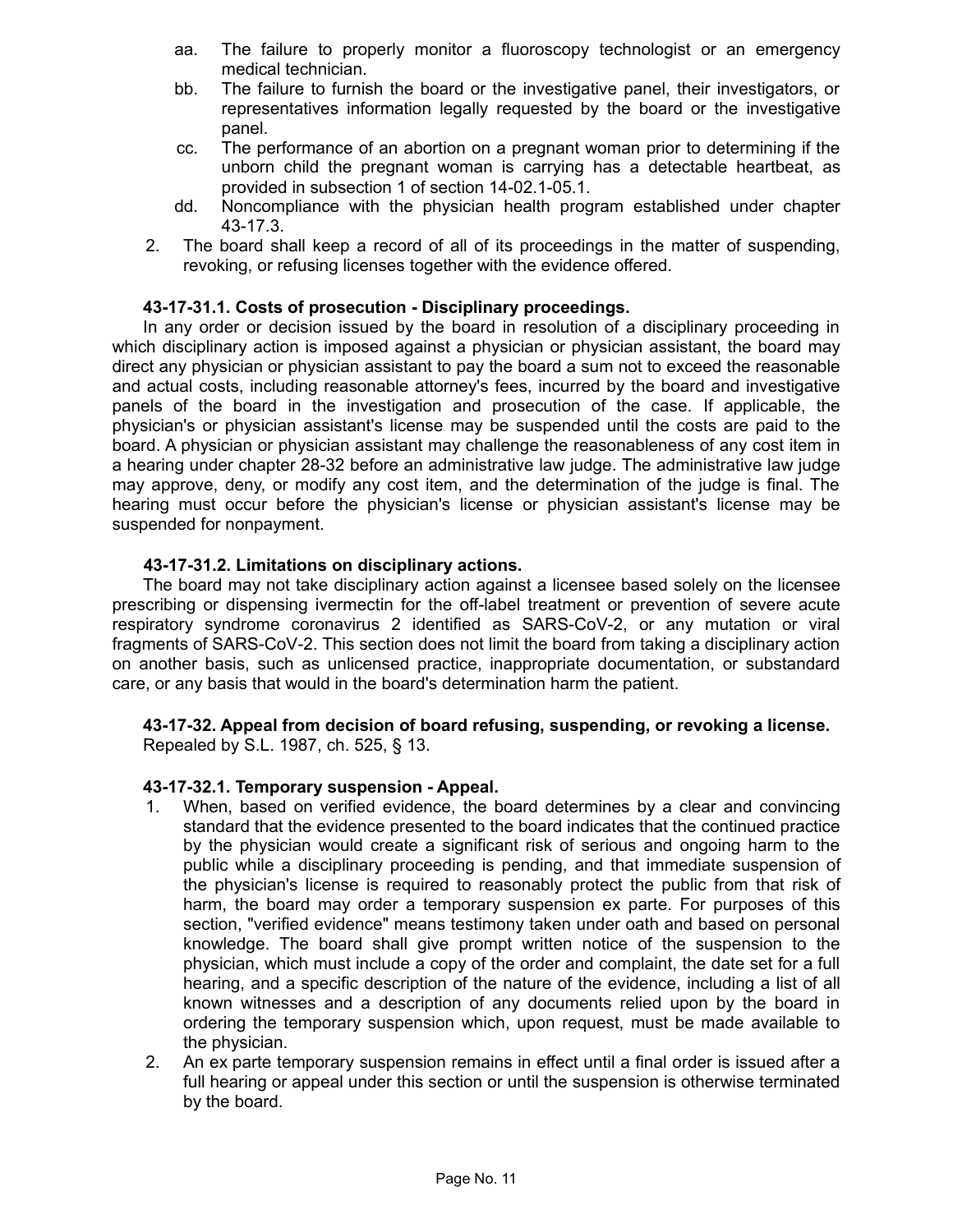aa. The failure to properly monitor a fluoroscopy technologist or an emergency medical technician.

bb. The failure to furnish the board or the investigative panel, their investigators, or representatives information legally requested by the board or the investigative panel.

cc. The performance of an abortion on a pregnant woman prior to determining if the unborn child the pregnant woman is carrying has a detectable heartbeat, as provided in subsection 1 of section 14-02.1-05.1.

dd. Noncompliance with the physician health program established under chapter 43-17.3.

2. The board shall keep a record of all of its proceedings in the matter of suspending, revoking, or refusing licenses together with the evidence offered.

**43-17-31.1. Costs of prosecution - Disciplinary proceedings.**

In any order or decision issued by the board in resolution of a disciplinary proceeding in which disciplinary action is imposed against a physician or physician assistant, the board may direct any physician or physician assistant to pay the board a sum not to exceed the reasonable and actual costs, including reasonable attorney's fees, incurred by the board and investigative panels of the board in the investigation and prosecution of the case. If applicable, the physician's or physician assistant's license may be suspended until the costs are paid to the board. A physician or physician assistant may challenge the reasonableness of any cost item in a hearing under chapter 28-32 before an administrative law judge. The administrative law judge may approve, deny, or modify any cost item, and the determination of the judge is final. The hearing must occur before the physician's license or physician assistant's license may be suspended for nonpayment.

**43-17-31.2. Limitations on disciplinary actions.**

The board may not take disciplinary action against a licensee based solely on the licensee prescribing or dispensing ivermectin for the off-label treatment or prevention of severe acute respiratory syndrome coronavirus 2 identified as SARS-CoV-2, or any mutation or viral fragments of SARS-CoV-2. This section does not limit the board from taking a disciplinary action on another basis, such as unlicensed practice, inappropriate documentation, or substandard care, or any basis that would in the board's determination harm the patient.

**43-17-32. Appeal from decision of board refusing, suspending, or revoking a license.**
Repealed by S.L. 1987, ch. 525, § 13.

**43-17-32.1. Temporary suspension - Appeal.**

1. When, based on verified evidence, the board determines by a clear and convincing standard that the evidence presented to the board indicates that the continued practice by the physician would create a significant risk of serious and ongoing harm to the public while a disciplinary proceeding is pending, and that immediate suspension of the physician's license is required to reasonably protect the public from that risk of harm, the board may order a temporary suspension ex parte. For purposes of this section, "verified evidence" means testimony taken under oath and based on personal knowledge. The board shall give prompt written notice of the suspension to the physician, which must include a copy of the order and complaint, the date set for a full hearing, and a specific description of the nature of the evidence, including a list of all known witnesses and a description of any documents relied upon by the board in ordering the temporary suspension which, upon request, must be made available to the physician.

2. An ex parte temporary suspension remains in effect until a final order is issued after a full hearing or appeal under this section or until the suspension is otherwise terminated by the board.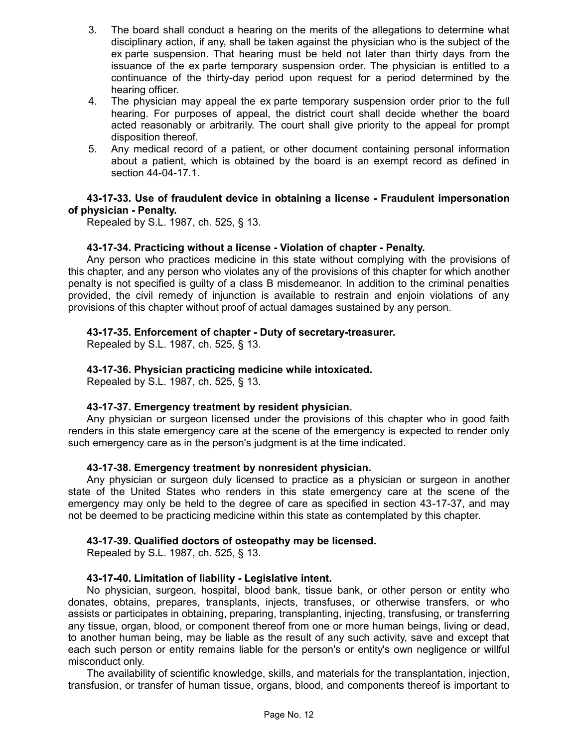3. The board shall conduct a hearing on the merits of the allegations to determine what disciplinary action, if any, shall be taken against the physician who is the subject of the ex parte suspension. That hearing must be held not later than thirty days from the issuance of the ex parte temporary suspension order. The physician is entitled to a continuance of the thirty-day period upon request for a period determined by the hearing officer.
4. The physician may appeal the ex parte temporary suspension order prior to the full hearing. For purposes of appeal, the district court shall decide whether the board acted reasonably or arbitrarily. The court shall give priority to the appeal for prompt disposition thereof.
5. Any medical record of a patient, or other document containing personal information about a patient, which is obtained by the board is an exempt record as defined in section 44-04-17.1.

**43-17-33. Use of fraudulent device in obtaining a license - Fraudulent impersonation of physician - Penalty.**

Repealed by S.L. 1987, ch. 525, § 13.

**43-17-34. Practicing without a license - Violation of chapter - Penalty.**

Any person who practices medicine in this state without complying with the provisions of this chapter, and any person who violates any of the provisions of this chapter for which another penalty is not specified is guilty of a class B misdemeanor. In addition to the criminal penalties provided, the civil remedy of injunction is available to restrain and enjoin violations of any provisions of this chapter without proof of actual damages sustained by any person.

**43-17-35. Enforcement of chapter - Duty of secretary-treasurer.**

Repealed by S.L. 1987, ch. 525, § 13.

**43-17-36. Physician practicing medicine while intoxicated.**

Repealed by S.L. 1987, ch. 525, § 13.

**43-17-37. Emergency treatment by resident physician.**

Any physician or surgeon licensed under the provisions of this chapter who in good faith renders in this state emergency care at the scene of the emergency is expected to render only such emergency care as in the person's judgment is at the time indicated.

**43-17-38. Emergency treatment by nonresident physician.**

Any physician or surgeon duly licensed to practice as a physician or surgeon in another state of the United States who renders in this state emergency care at the scene of the emergency may only be held to the degree of care as specified in section 43-17-37, and may not be deemed to be practicing medicine within this state as contemplated by this chapter.

**43-17-39. Qualified doctors of osteopathy may be licensed.**

Repealed by S.L. 1987, ch. 525, § 13.

**43-17-40. Limitation of liability - Legislative intent.**

No physician, surgeon, hospital, blood bank, tissue bank, or other person or entity who donates, obtains, prepares, transplants, injects, transfuses, or otherwise transfers, or who assists or participates in obtaining, preparing, transplanting, injecting, transfusing, or transferring any tissue, organ, blood, or component thereof from one or more human beings, living or dead, to another human being, may be liable as the result of any such activity, save and except that each such person or entity remains liable for the person's or entity's own negligence or willful misconduct only.

The availability of scientific knowledge, skills, and materials for the transplantation, injection, transfusion, or transfer of human tissue, organs, blood, and components thereof is important to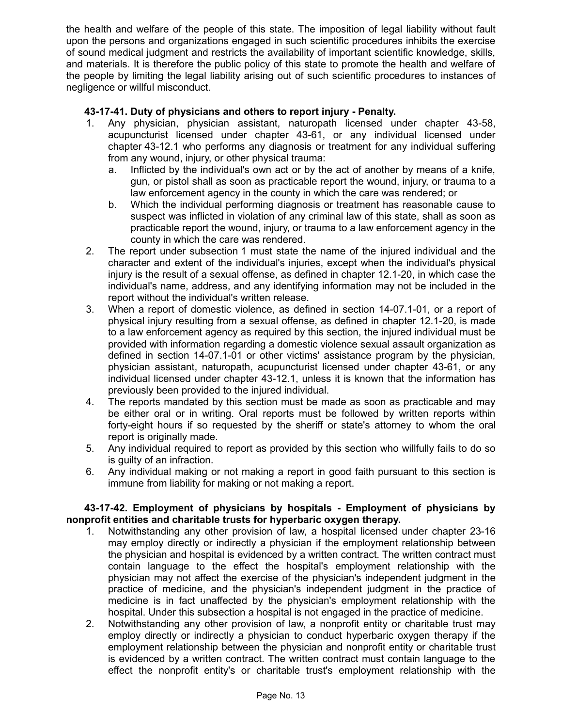the health and welfare of the people of this state. The imposition of legal liability without fault upon the persons and organizations engaged in such scientific procedures inhibits the exercise of sound medical judgment and restricts the availability of important scientific knowledge, skills, and materials. It is therefore the public policy of this state to promote the health and welfare of the people by limiting the legal liability arising out of such scientific procedures to instances of negligence or willful misconduct.

**43-17-41. Duty of physicians and others to report injury - Penalty.**

1. Any physician, physician assistant, naturopath licensed under chapter 43-58, acupuncturist licensed under chapter 43-61, or any individual licensed under chapter 43-12.1 who performs any diagnosis or treatment for any individual suffering from any wound, injury, or other physical trauma:
   a. Inflicted by the individual's own act or by the act of another by means of a knife, gun, or pistol shall as soon as practicable report the wound, injury, or trauma to a law enforcement agency in the county in which the care was rendered; or
   b. Which the individual performing diagnosis or treatment has reasonable cause to suspect was inflicted in violation of any criminal law of this state, shall as soon as practicable report the wound, injury, or trauma to a law enforcement agency in the county in which the care was rendered.
2. The report under subsection 1 must state the name of the injured individual and the character and extent of the individual's injuries, except when the individual's physical injury is the result of a sexual offense, as defined in chapter 12.1-20, in which case the individual's name, address, and any identifying information may not be included in the report without the individual's written release.
3. When a report of domestic violence, as defined in section 14-07.1-01, or a report of physical injury resulting from a sexual offense, as defined in chapter 12.1-20, is made to a law enforcement agency as required by this section, the injured individual must be provided with information regarding a domestic violence sexual assault organization as defined in section 14-07.1-01 or other victims' assistance program by the physician, physician assistant, naturopath, acupuncturist licensed under chapter 43-61, or any individual licensed under chapter 43-12.1, unless it is known that the information has previously been provided to the injured individual.
4. The reports mandated by this section must be made as soon as practicable and may be either oral or in writing. Oral reports must be followed by written reports within forty-eight hours if so requested by the sheriff or state's attorney to whom the oral report is originally made.
5. Any individual required to report as provided by this section who willfully fails to do so is guilty of an infraction.
6. Any individual making or not making a report in good faith pursuant to this section is immune from liability for making or not making a report.

**43-17-42. Employment of physicians by hospitals - Employment of physicians by nonprofit entities and charitable trusts for hyperbaric oxygen therapy.**

1. Notwithstanding any other provision of law, a hospital licensed under chapter 23-16 may employ directly or indirectly a physician if the employment relationship between the physician and hospital is evidenced by a written contract. The written contract must contain language to the effect the hospital's employment relationship with the physician may not affect the exercise of the physician's independent judgment in the practice of medicine, and the physician's independent judgment in the practice of medicine is in fact unaffected by the physician's employment relationship with the hospital. Under this subsection a hospital is not engaged in the practice of medicine.
2. Notwithstanding any other provision of law, a nonprofit entity or charitable trust may employ directly or indirectly a physician to conduct hyperbaric oxygen therapy if the employment relationship between the physician and nonprofit entity or charitable trust is evidenced by a written contract. The written contract must contain language to the effect the nonprofit entity's or charitable trust's employment relationship with the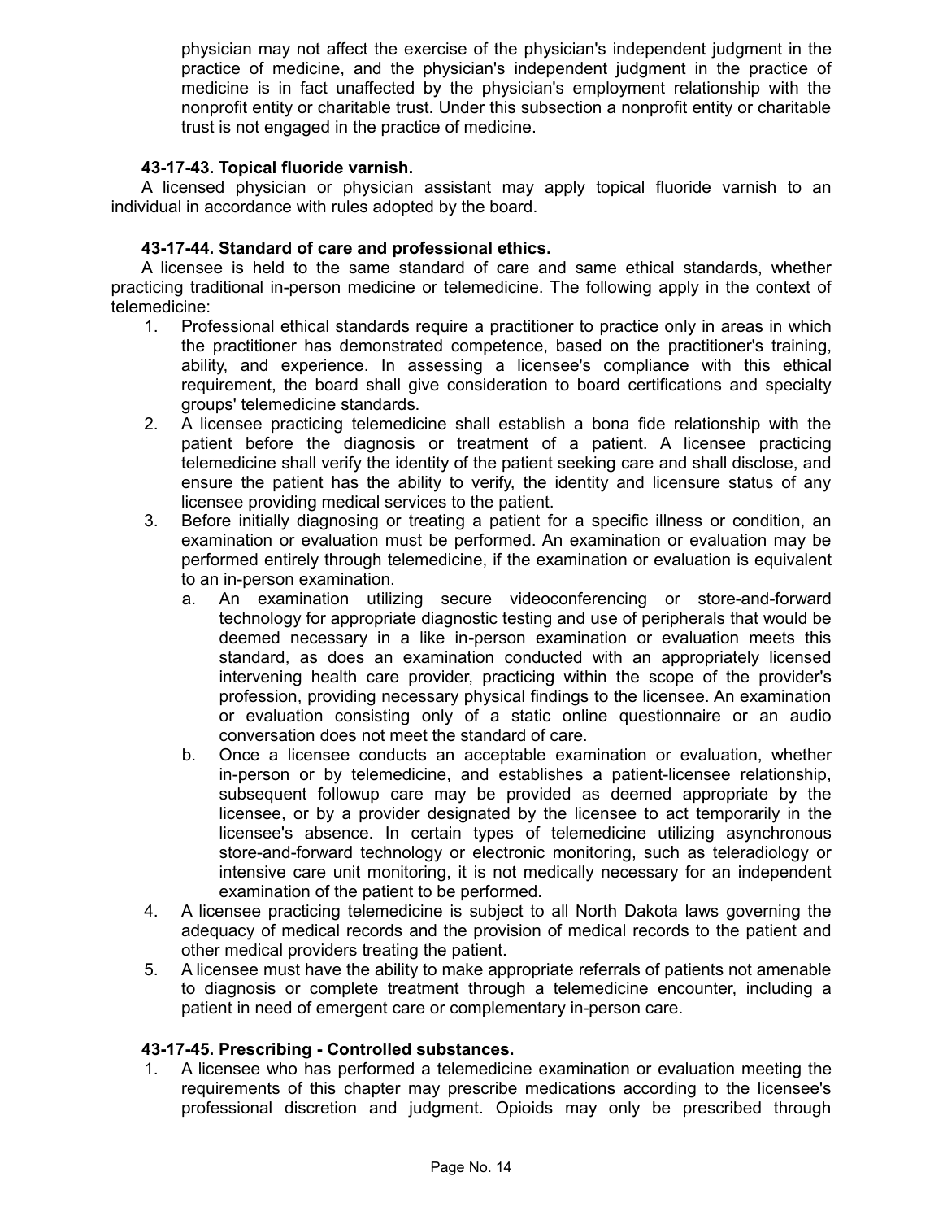physician may not affect the exercise of the physician's independent judgment in the practice of medicine, and the physician's independent judgment in the practice of medicine is in fact unaffected by the physician's employment relationship with the nonprofit entity or charitable trust. Under this subsection a nonprofit entity or charitable trust is not engaged in the practice of medicine.

**43-17-43. Topical fluoride varnish.**

A licensed physician or physician assistant may apply topical fluoride varnish to an individual in accordance with rules adopted by the board.

**43-17-44. Standard of care and professional ethics.**

A licensee is held to the same standard of care and same ethical standards, whether practicing traditional in-person medicine or telemedicine. The following apply in the context of telemedicine:

1. Professional ethical standards require a practitioner to practice only in areas in which the practitioner has demonstrated competence, based on the practitioner's training, ability, and experience. In assessing a licensee's compliance with this ethical requirement, the board shall give consideration to board certifications and specialty groups' telemedicine standards.
2. A licensee practicing telemedicine shall establish a bona fide relationship with the patient before the diagnosis or treatment of a patient. A licensee practicing telemedicine shall verify the identity of the patient seeking care and shall disclose, and ensure the patient has the ability to verify, the identity and licensure status of any licensee providing medical services to the patient.
3. Before initially diagnosing or treating a patient for a specific illness or condition, an examination or evaluation must be performed. An examination or evaluation may be performed entirely through telemedicine, if the examination or evaluation is equivalent to an in-person examination.
   a. An examination utilizing secure videoconferencing or store-and-forward technology for appropriate diagnostic testing and use of peripherals that would be deemed necessary in a like in-person examination or evaluation meets this standard, as does an examination conducted with an appropriately licensed intervening health care provider, practicing within the scope of the provider's profession, providing necessary physical findings to the licensee. An examination or evaluation consisting only of a static online questionnaire or an audio conversation does not meet the standard of care.
   b. Once a licensee conducts an acceptable examination or evaluation, whether in-person or by telemedicine, and establishes a patient-licensee relationship, subsequent followup care may be provided as deemed appropriate by the licensee, or by a provider designated by the licensee to act temporarily in the licensee's absence. In certain types of telemedicine utilizing asynchronous store-and-forward technology or electronic monitoring, such as teleradiology or intensive care unit monitoring, it is not medically necessary for an independent examination of the patient to be performed.
4. A licensee practicing telemedicine is subject to all North Dakota laws governing the adequacy of medical records and the provision of medical records to the patient and other medical providers treating the patient.
5. A licensee must have the ability to make appropriate referrals of patients not amenable to diagnosis or complete treatment through a telemedicine encounter, including a patient in need of emergent care or complementary in-person care.

**43-17-45. Prescribing - Controlled substances.**

1. A licensee who has performed a telemedicine examination or evaluation meeting the requirements of this chapter may prescribe medications according to the licensee's professional discretion and judgment. Opioids may only be prescribed through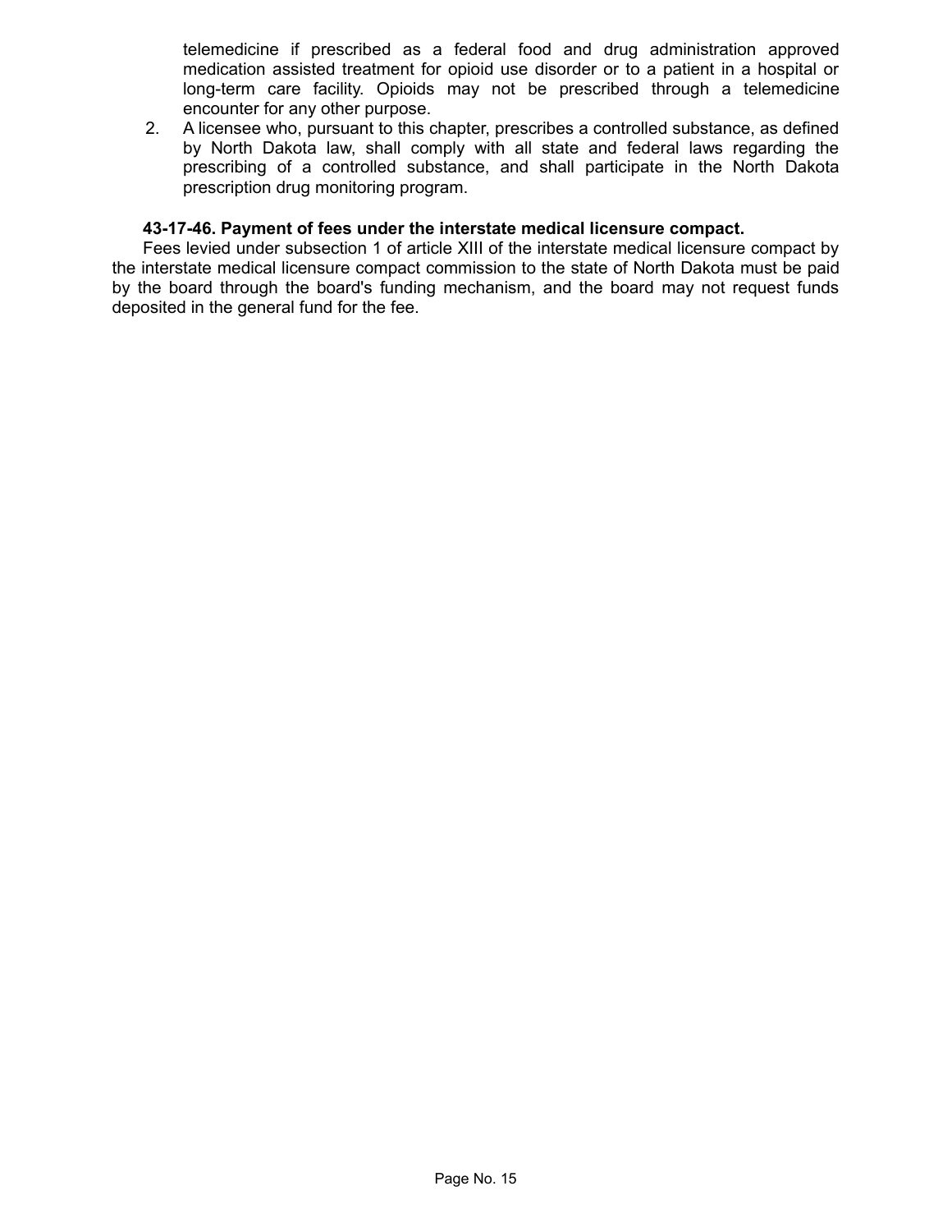telemedicine if prescribed as a federal food and drug administration approved medication assisted treatment for opioid use disorder or to a patient in a hospital or long-term care facility. Opioids may not be prescribed through a telemedicine encounter for any other purpose.

2. A licensee who, pursuant to this chapter, prescribes a controlled substance, as defined by North Dakota law, shall comply with all state and federal laws regarding the prescribing of a controlled substance, and shall participate in the North Dakota prescription drug monitoring program.

**43-17-46. Payment of fees under the interstate medical licensure compact.**

Fees levied under subsection 1 of article XIII of the interstate medical licensure compact by the interstate medical licensure compact commission to the state of North Dakota must be paid by the board through the board's funding mechanism, and the board may not request funds deposited in the general fund for the fee.